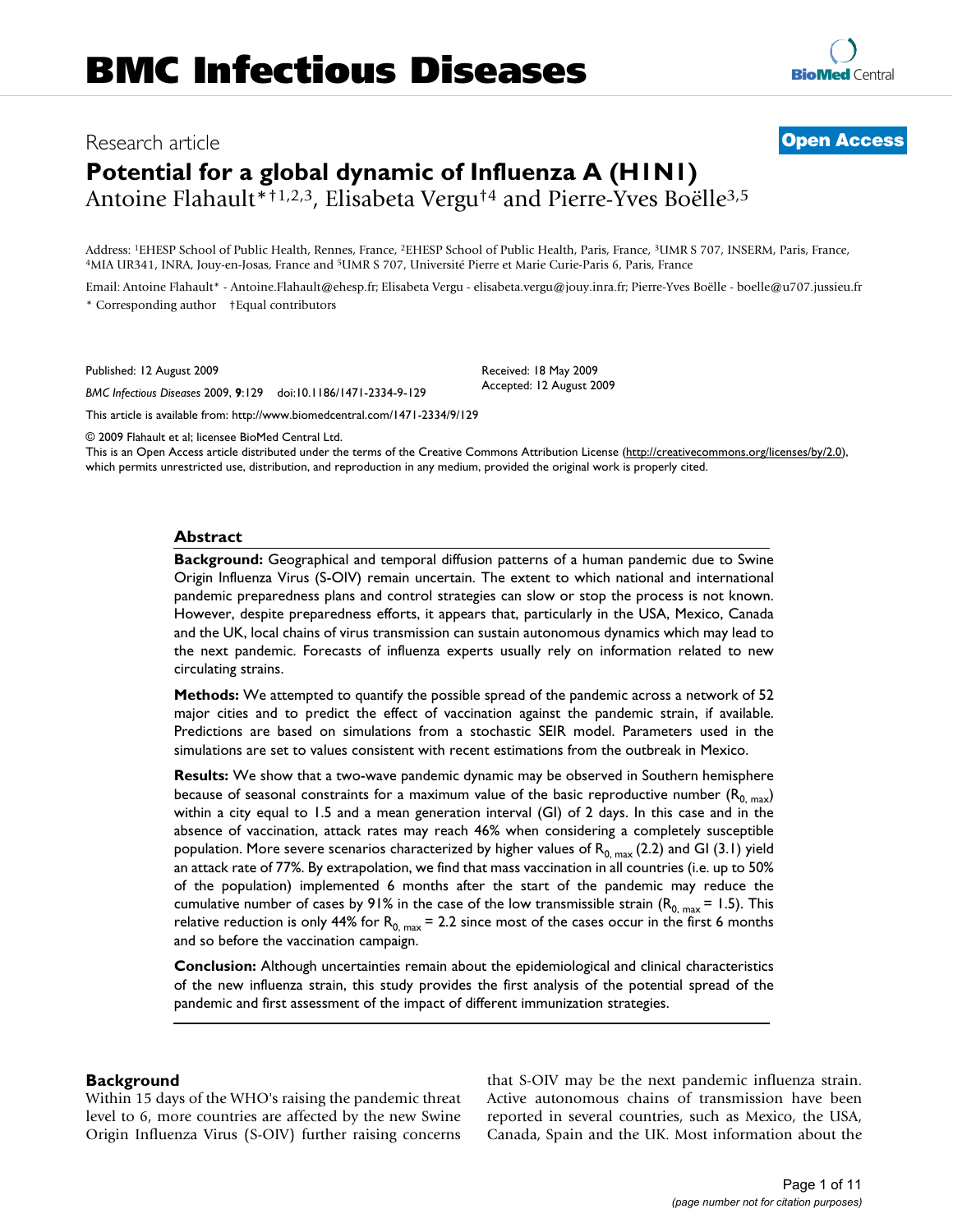# BMC Infectious Diseases

Research article

**Open Access**

# Potential for a global dynamic of Influenza A (H1N1)

Antoine Flahault*†[1,2,3], Elisabeta Vergu†[4] and Pierre-Yves Boëlle[3,5]

Address: [1]EHESP School of Public Health, Rennes, France, [2]EHESP School of Public Health, Paris, France, [3]UMR S 707, INSERM, Paris, France, [4]MIA UR341, INRA, Jouy-en-Josas, France and [5]UMR S 707, Université Pierre et Marie Curie-Paris 6, Paris, France

Email: Antoine Flahault* - Antoine.Flahault@ehesp.fr; Elisabeta Vergu - elisabeta.vergu@jouy.inra.fr; Pierre-Yves Boëlle - boelle@u707.jussieu.fr

\* Corresponding author †Equal contributors

Published: 12 August 2009

*BMC Infectious Diseases* 2009, **9**:129 doi:10.1186/1471-2334-9-129

Received: 18 May 2009
Accepted: 12 August 2009

This article is available from: http://www.biomedcentral.com/1471-2334/9/129

© 2009 Flahault et al; licensee BioMed Central Ltd.

This is an Open Access article distributed under the terms of the Creative Commons Attribution License (http://creativecommons.org/licenses/by/2.0), which permits unrestricted use, distribution, and reproduction in any medium, provided the original work is properly cited.

## Abstract

**Background:** Geographical and temporal diffusion patterns of a human pandemic due to Swine Origin Influenza Virus (S-OIV) remain uncertain. The extent to which national and international pandemic preparedness plans and control strategies can slow or stop the process is not known. However, despite preparedness efforts, it appears that, particularly in the USA, Mexico, Canada and the UK, local chains of virus transmission can sustain autonomous dynamics which may lead to the next pandemic. Forecasts of influenza experts usually rely on information related to new circulating strains.

**Methods:** We attempted to quantify the possible spread of the pandemic across a network of 52 major cities and to predict the effect of vaccination against the pandemic strain, if available. Predictions are based on simulations from a stochastic SEIR model. Parameters used in the simulations are set to values consistent with recent estimations from the outbreak in Mexico.

**Results:** We show that a two-wave pandemic dynamic may be observed in Southern hemisphere because of seasonal constraints for a maximum value of the basic reproductive number ($R_{0,\,max}$) within a city equal to 1.5 and a mean generation interval (GI) of 2 days. In this case and in the absence of vaccination, attack rates may reach 46% when considering a completely susceptible population. More severe scenarios characterized by higher values of $R_{0,\,max}$ (2.2) and GI (3.1) yield an attack rate of 77%. By extrapolation, we find that mass vaccination in all countries (i.e. up to 50% of the population) implemented 6 months after the start of the pandemic may reduce the cumulative number of cases by 91% in the case of the low transmissible strain ($R_{0,\,max}$ = 1.5). This relative reduction is only 44% for $R_{0,\,max}$ = 2.2 since most of the cases occur in the first 6 months and so before the vaccination campaign.

**Conclusion:** Although uncertainties remain about the epidemiological and clinical characteristics of the new influenza strain, this study provides the first analysis of the potential spread of the pandemic and first assessment of the impact of different immunization strategies.

## Background

Within 15 days of the WHO's raising the pandemic threat level to 6, more countries are affected by the new Swine Origin Influenza Virus (S-OIV) further raising concerns that S-OIV may be the next pandemic influenza strain. Active autonomous chains of transmission have been reported in several countries, such as Mexico, the USA, Canada, Spain and the UK. Most information about the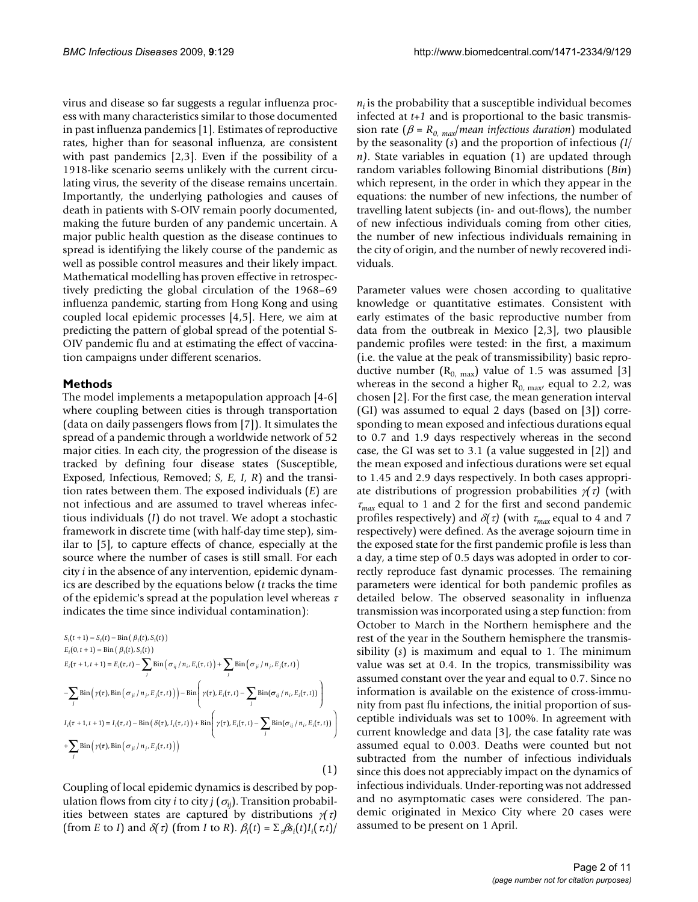virus and disease so far suggests a regular influenza process with many characteristics similar to those documented in past influenza pandemics [1]. Estimates of reproductive rates, higher than for seasonal influenza, are consistent with past pandemics [2,3]. Even if the possibility of a 1918-like scenario seems unlikely with the current circulating virus, the severity of the disease remains uncertain. Importantly, the underlying pathologies and causes of death in patients with S-OIV remain poorly documented, making the future burden of any pandemic uncertain. A major public health question as the disease continues to spread is identifying the likely course of the pandemic as well as possible control measures and their likely impact. Mathematical modelling has proven effective in retrospectively predicting the global circulation of the 1968–69 influenza pandemic, starting from Hong Kong and using coupled local epidemic processes [4,5]. Here, we aim at predicting the pattern of global spread of the potential S-OIV pandemic flu and at estimating the effect of vaccination campaigns under different scenarios.

## Methods

The model implements a metapopulation approach [4-6] where coupling between cities is through transportation (data on daily passengers flows from [7]). It simulates the spread of a pandemic through a worldwide network of 52 major cities. In each city, the progression of the disease is tracked by defining four disease states (Susceptible, Exposed, Infectious, Removed; *S*, *E*, *I*, *R*) and the transition rates between them. The exposed individuals (*E*) are not infectious and are assumed to travel whereas infectious individuals (*I*) do not travel. We adopt a stochastic framework in discrete time (with half-day time step), similar to [5], to capture effects of chance, especially at the source where the number of cases is still small. For each city *i* in the absence of any intervention, epidemic dynamics are described by the equations below (*t* tracks the time of the epidemic's spread at the population level whereas $\tau$ indicates the time since individual contamination):

$$
\begin{aligned}
S_i(t+1) &= S_i(t) - \mathrm{Bin}\left(\beta_i(t), S_i(t)\right) \\
E_i(0, t+1) &= \mathrm{Bin}\left(\beta_i(t), S_i(t)\right) \\
E_i(\tau+1, t+1) &= E_i(\tau, t) - \sum_j \mathrm{Bin}\left(\sigma_{ij}/n_i, E_i(\tau, t)\right) + \sum_j \mathrm{Bin}\left(\sigma_{ji}/n_j, E_j(\tau, t)\right) \\
&\quad - \sum_j \mathrm{Bin}\left(\gamma(\tau), \mathrm{Bin}\left(\sigma_{ji}/n_j, E_j(\tau, t)\right)\right) - \mathrm{Bin}\left(\gamma(\tau), E_i(\tau, t) - \sum_j \mathrm{Bin}(\sigma_{ij}/n_i, E_i(\tau, t))\right) \\
I_i(\tau+1, t+1) &= I_i(\tau, t) - \mathrm{Bin}\left(\delta(\tau), I_i(\tau, t)\right) + \mathrm{Bin}\left(\gamma(\tau), E_i(\tau, t) - \sum_j \mathrm{Bin}(\sigma_{ij}/n_i, E_i(\tau, t))\right) \\
&\quad + \sum_j \mathrm{Bin}\left(\gamma(\tau), \mathrm{Bin}\left(\sigma_{ji}/n_j, E_j(\tau, t)\right)\right)
\end{aligned}
\tag{1}
$$

Coupling of local epidemic dynamics is described by population flows from city *i* to city *j* ($\sigma_{ij}$). Transition probabilities between states are captured by distributions $\gamma(\tau)$ (from *E* to *I*) and $\delta(\tau)$ (from *I* to *R*). $\beta_i(t) = \Sigma_\tau \beta s_i(t) I_i(\tau,t)/n_i$ is the probability that a susceptible individual becomes infected at *t+1* and is proportional to the basic transmission rate ($\beta = R_{0,\ max}$/*mean infectious duration*) modulated by the seasonality (*s*) and the proportion of infectious *(I/n)*. State variables in equation (1) are updated through random variables following Binomial distributions (*Bin*) which represent, in the order in which they appear in the equations: the number of new infections, the number of travelling latent subjects (in- and out-flows), the number of new infectious individuals coming from other cities, the number of new infectious individuals remaining in the city of origin, and the number of newly recovered individuals.

Parameter values were chosen according to qualitative knowledge or quantitative estimates. Consistent with early estimates of the basic reproductive number from data from the outbreak in Mexico [2,3], two plausible pandemic profiles were tested: in the first, a maximum (i.e. the value at the peak of transmissibility) basic reproductive number ($R_{0,\ max}$) value of 1.5 was assumed [3] whereas in the second a higher $R_{0,\ max}$, equal to 2.2, was chosen [2]. For the first case, the mean generation interval (GI) was assumed to equal 2 days (based on [3]) corresponding to mean exposed and infectious durations equal to 0.7 and 1.9 days respectively whereas in the second case, the GI was set to 3.1 (a value suggested in [2]) and the mean exposed and infectious durations were set equal to 1.45 and 2.9 days respectively. In both cases appropriate distributions of progression probabilities $\gamma(\tau)$ (with $\tau_{max}$ equal to 1 and 2 for the first and second pandemic profiles respectively) and $\delta(\tau)$ (with $\tau_{max}$ equal to 4 and 7 respectively) were defined. As the average sojourn time in the exposed state for the first pandemic profile is less than a day, a time step of 0.5 days was adopted in order to correctly reproduce fast dynamic processes. The remaining parameters were identical for both pandemic profiles as detailed below. The observed seasonality in influenza transmission was incorporated using a step function: from October to March in the Northern hemisphere and the rest of the year in the Southern hemisphere the transmissibility (*s*) is maximum and equal to 1. The minimum value was set at 0.4. In the tropics, transmissibility was assumed constant over the year and equal to 0.7. Since no information is available on the existence of cross-immunity from past flu infections, the initial proportion of susceptible individuals was set to 100%. In agreement with current knowledge and data [3], the case fatality rate was assumed equal to 0.003. Deaths were counted but not subtracted from the number of infectious individuals since this does not appreciably impact on the dynamics of infectious individuals. Under-reporting was not addressed and no asymptomatic cases were considered. The pandemic originated in Mexico City where 20 cases were assumed to be present on 1 April.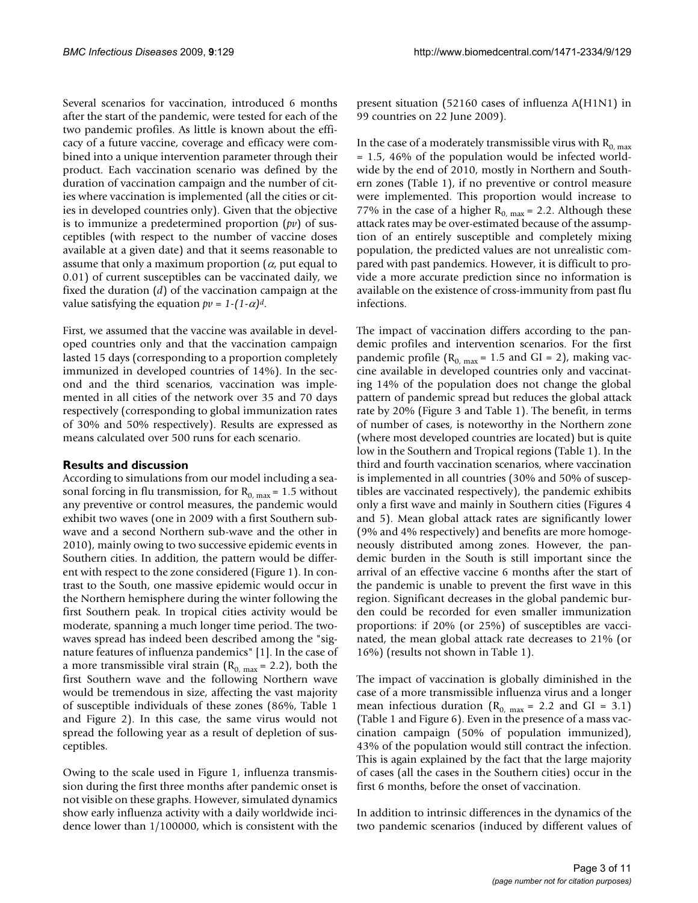Several scenarios for vaccination, introduced 6 months after the start of the pandemic, were tested for each of the two pandemic profiles. As little is known about the efficacy of a future vaccine, coverage and efficacy were combined into a unique intervention parameter through their product. Each vaccination scenario was defined by the duration of vaccination campaign and the number of cities where vaccination is implemented (all the cities or cities in developed countries only). Given that the objective is to immunize a predetermined proportion ($pv$) of susceptibles (with respect to the number of vaccine doses available at a given date) and that it seems reasonable to assume that only a maximum proportion ($\alpha$, put equal to 0.01) of current susceptibles can be vaccinated daily, we fixed the duration ($d$) of the vaccination campaign at the value satisfying the equation $pv = 1-(1-\alpha)^d$.

First, we assumed that the vaccine was available in developed countries only and that the vaccination campaign lasted 15 days (corresponding to a proportion completely immunized in developed countries of 14%). In the second and the third scenarios, vaccination was implemented in all cities of the network over 35 and 70 days respectively (corresponding to global immunization rates of 30% and 50% respectively). Results are expressed as means calculated over 500 runs for each scenario.

## Results and discussion

According to simulations from our model including a seasonal forcing in flu transmission, for $R_{0,\,max} = 1.5$ without any preventive or control measures, the pandemic would exhibit two waves (one in 2009 with a first Southern sub-wave and a second Northern sub-wave and the other in 2010), mainly owing to two successive epidemic events in Southern cities. In addition, the pattern would be different with respect to the zone considered (Figure 1). In contrast to the South, one massive epidemic would occur in the Northern hemisphere during the winter following the first Southern peak. In tropical cities activity would be moderate, spanning a much longer time period. The two-waves spread has indeed been described among the "signature features of influenza pandemics" [1]. In the case of a more transmissible viral strain ($R_{0,\,max} = 2.2$), both the first Southern wave and the following Northern wave would be tremendous in size, affecting the vast majority of susceptible individuals of these zones (86%, Table 1 and Figure 2). In this case, the same virus would not spread the following year as a result of depletion of susceptibles.

Owing to the scale used in Figure 1, influenza transmission during the first three months after pandemic onset is not visible on these graphs. However, simulated dynamics show early influenza activity with a daily worldwide incidence lower than 1/100000, which is consistent with the present situation (52160 cases of influenza A(H1N1) in 99 countries on 22 June 2009).

In the case of a moderately transmissible virus with $R_{0,\,max} = 1.5$, 46% of the population would be infected worldwide by the end of 2010, mostly in Northern and Southern zones (Table 1), if no preventive or control measure were implemented. This proportion would increase to 77% in the case of a higher $R_{0,\,max} = 2.2$. Although these attack rates may be over-estimated because of the assumption of an entirely susceptible and completely mixing population, the predicted values are not unrealistic compared with past pandemics. However, it is difficult to provide a more accurate prediction since no information is available on the existence of cross-immunity from past flu infections.

The impact of vaccination differs according to the pandemic profiles and intervention scenarios. For the first pandemic profile ($R_{0,\,max} = 1.5$ and GI = 2), making vaccine available in developed countries only and vaccinating 14% of the population does not change the global pattern of pandemic spread but reduces the global attack rate by 20% (Figure 3 and Table 1). The benefit, in terms of number of cases, is noteworthy in the Northern zone (where most developed countries are located) but is quite low in the Southern and Tropical regions (Table 1). In the third and fourth vaccination scenarios, where vaccination is implemented in all countries (30% and 50% of susceptibles are vaccinated respectively), the pandemic exhibits only a first wave and mainly in Southern cities (Figures 4 and 5). Mean global attack rates are significantly lower (9% and 4% respectively) and benefits are more homogeneously distributed among zones. However, the pandemic burden in the South is still important since the arrival of an effective vaccine 6 months after the start of the pandemic is unable to prevent the first wave in this region. Significant decreases in the global pandemic burden could be recorded for even smaller immunization proportions: if 20% (or 25%) of susceptibles are vaccinated, the mean global attack rate decreases to 21% (or 16%) (results not shown in Table 1).

The impact of vaccination is globally diminished in the case of a more transmissible influenza virus and a longer mean infectious duration ($R_{0,\,max} = 2.2$ and GI = 3.1) (Table 1 and Figure 6). Even in the presence of a mass vaccination campaign (50% of population immunized), 43% of the population would still contract the infection. This is again explained by the fact that the large majority of cases (all the cases in the Southern cities) occur in the first 6 months, before the onset of vaccination.

In addition to intrinsic differences in the dynamics of the two pandemic scenarios (induced by different values of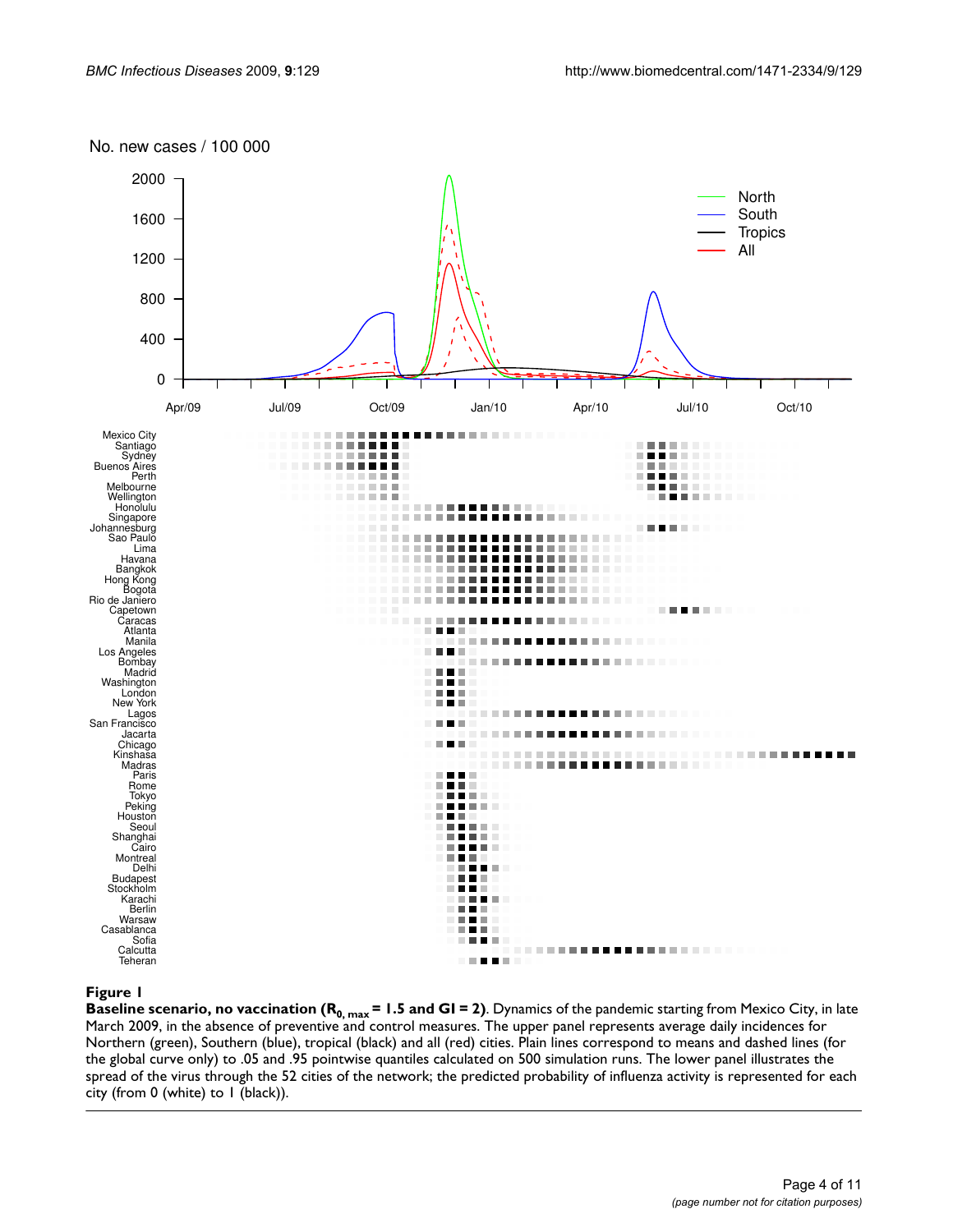**Figure 1**

**Baseline scenario, no vaccination ($R_{0, max}$ = 1.5 and GI = 2)**. Dynamics of the pandemic starting from Mexico City, in late March 2009, in the absence of preventive and control measures. The upper panel represents average daily incidences for Northern (green), Southern (blue), tropical (black) and all (red) cities. Plain lines correspond to means and dashed lines (for the global curve only) to .05 and .95 pointwise quantiles calculated on 500 simulation runs. The lower panel illustrates the spread of the virus through the 52 cities of the network; the predicted probability of influenza activity is represented for each city (from 0 (white) to 1 (black)).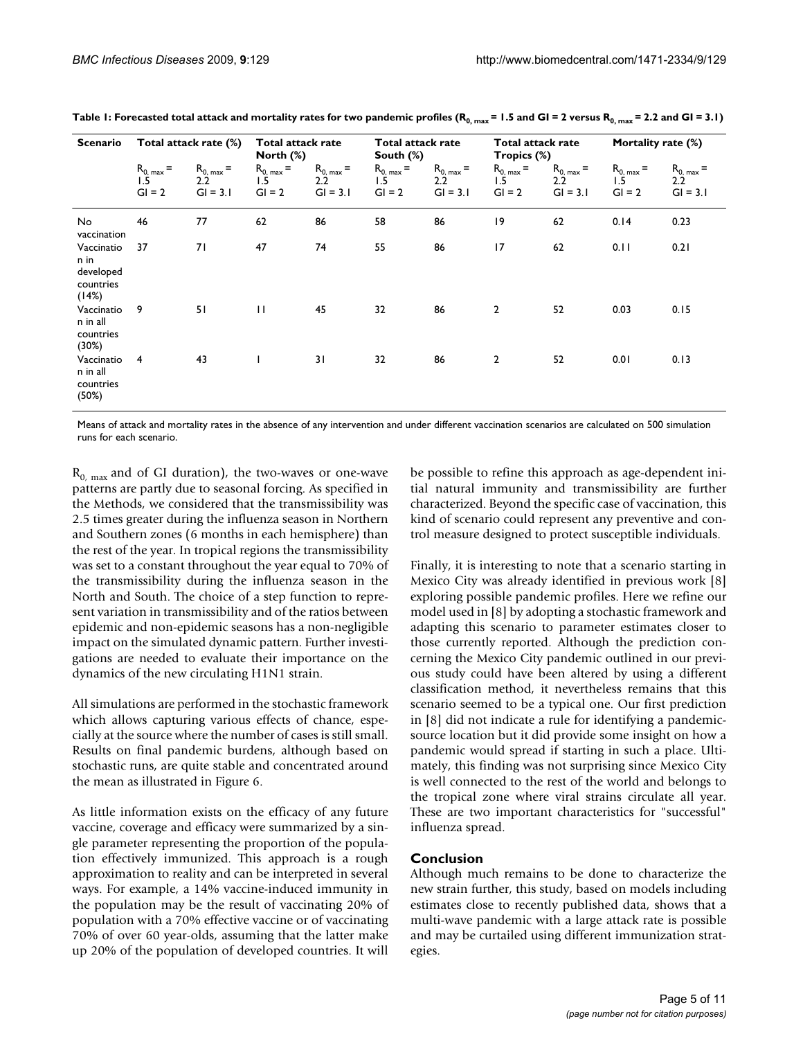**Table 1: Forecasted total attack and mortality rates for two pandemic profiles ($R_{0,\,max}$ = 1.5 and GI = 2 versus $R_{0,\,max}$ = 2.2 and GI = 3.1)**

| Scenario | Total attack rate (%) | | Total attack rate North (%) | | Total attack rate South (%) | | Total attack rate Tropics (%) | | Mortality rate (%) | |
|---|---|---|---|---|---|---|---|---|---|---|
| | $R_{0,\,max}$ = 1.5 GI = 2 | $R_{0,\,max}$ = 2.2 GI = 3.1 | $R_{0,\,max}$ = 1.5 GI = 2 | $R_{0,\,max}$ = 2.2 GI = 3.1 | $R_{0,\,max}$ = 1.5 GI = 2 | $R_{0,\,max}$ = 2.2 GI = 3.1 | $R_{0,\,max}$ = 1.5 GI = 2 | $R_{0,\,max}$ = 2.2 GI = 3.1 | $R_{0,\,max}$ = 1.5 GI = 2 | $R_{0,\,max}$ = 2.2 GI = 3.1 |
| No vaccination | 46 | 77 | 62 | 86 | 58 | 86 | 19 | 62 | 0.14 | 0.23 |
| Vaccination in developed countries (14%) | 37 | 71 | 47 | 74 | 55 | 86 | 17 | 62 | 0.11 | 0.21 |
| Vaccination in all countries (30%) | 9 | 51 | 11 | 45 | 32 | 86 | 2 | 52 | 0.03 | 0.15 |
| Vaccination in all countries (50%) | 4 | 43 | 1 | 31 | 32 | 86 | 2 | 52 | 0.01 | 0.13 |

Means of attack and mortality rates in the absence of any intervention and under different vaccination scenarios are calculated on 500 simulation runs for each scenario.

$R_{0,\,max}$ and of GI duration), the two-waves or one-wave patterns are partly due to seasonal forcing. As specified in the Methods, we considered that the transmissibility was 2.5 times greater during the influenza season in Northern and Southern zones (6 months in each hemisphere) than the rest of the year. In tropical regions the transmissibility was set to a constant throughout the year equal to 70% of the transmissibility during the influenza season in the North and South. The choice of a step function to represent variation in transmissibility and of the ratios between epidemic and non-epidemic seasons has a non-negligible impact on the simulated dynamic pattern. Further investigations are needed to evaluate their importance on the dynamics of the new circulating H1N1 strain.

All simulations are performed in the stochastic framework which allows capturing various effects of chance, especially at the source where the number of cases is still small. Results on final pandemic burdens, although based on stochastic runs, are quite stable and concentrated around the mean as illustrated in Figure 6.

As little information exists on the efficacy of any future vaccine, coverage and efficacy were summarized by a single parameter representing the proportion of the population effectively immunized. This approach is a rough approximation to reality and can be interpreted in several ways. For example, a 14% vaccine-induced immunity in the population may be the result of vaccinating 20% of population with a 70% effective vaccine or of vaccinating 70% of over 60 year-olds, assuming that the latter make up 20% of the population of developed countries. It will be possible to refine this approach as age-dependent initial natural immunity and transmissibility are further characterized. Beyond the specific case of vaccination, this kind of scenario could represent any preventive and control measure designed to protect susceptible individuals.

Finally, it is interesting to note that a scenario starting in Mexico City was already identified in previous work [8] exploring possible pandemic profiles. Here we refine our model used in [8] by adopting a stochastic framework and adapting this scenario to parameter estimates closer to those currently reported. Although the prediction concerning the Mexico City pandemic outlined in our previous study could have been altered by using a different classification method, it nevertheless remains that this scenario seemed to be a typical one. Our first prediction in [8] did not indicate a rule for identifying a pandemic-source location but it did provide some insight on how a pandemic would spread if starting in such a place. Ultimately, this finding was not surprising since Mexico City is well connected to the rest of the world and belongs to the tropical zone where viral strains circulate all year. These are two important characteristics for "successful" influenza spread.

## Conclusion

Although much remains to be done to characterize the new strain further, this study, based on models including estimates close to recently published data, shows that a multi-wave pandemic with a large attack rate is possible and may be curtailed using different immunization strategies.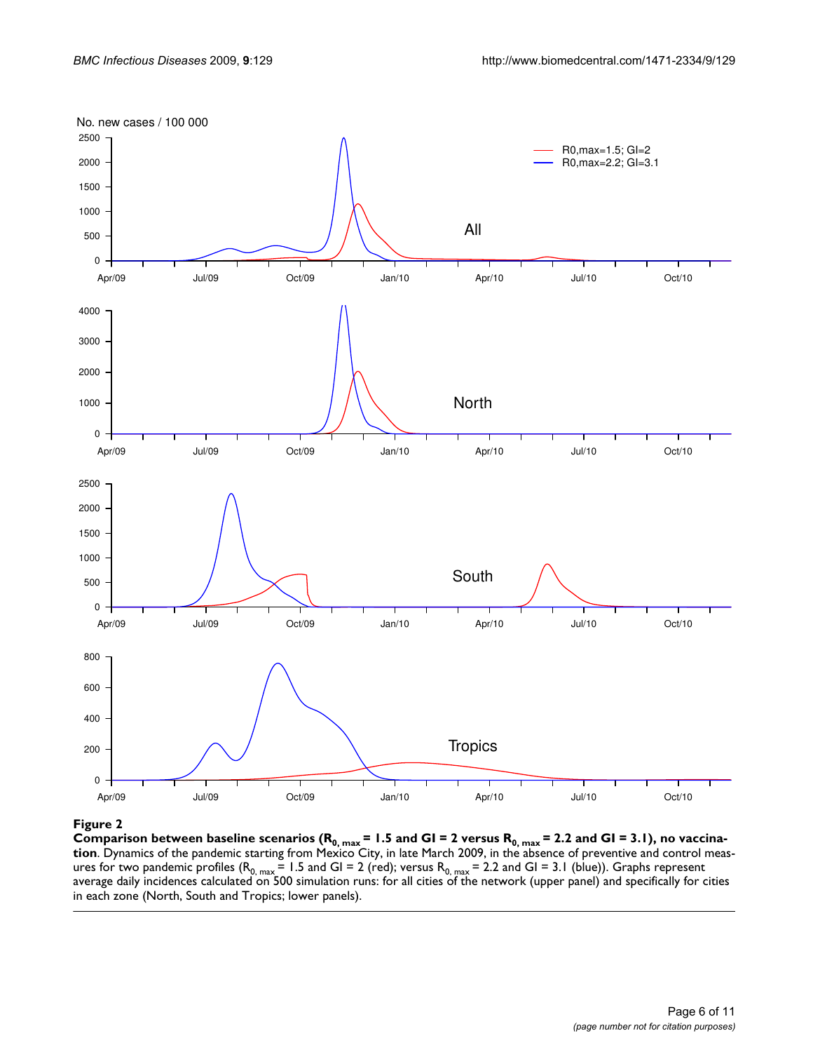**Figure 2**

**Comparison between baseline scenarios ($R_{0, max}$ = 1.5 and GI = 2 versus $R_{0, max}$ = 2.2 and GI = 3.1), no vaccination**. Dynamics of the pandemic starting from Mexico City, in late March 2009, in the absence of preventive and control measures for two pandemic profiles ($R_{0, max}$ = 1.5 and GI = 2 (red); versus $R_{0, max}$ = 2.2 and GI = 3.1 (blue)). Graphs represent average daily incidences calculated on 500 simulation runs: for all cities of the network (upper panel) and specifically for cities in each zone (North, South and Tropics; lower panels).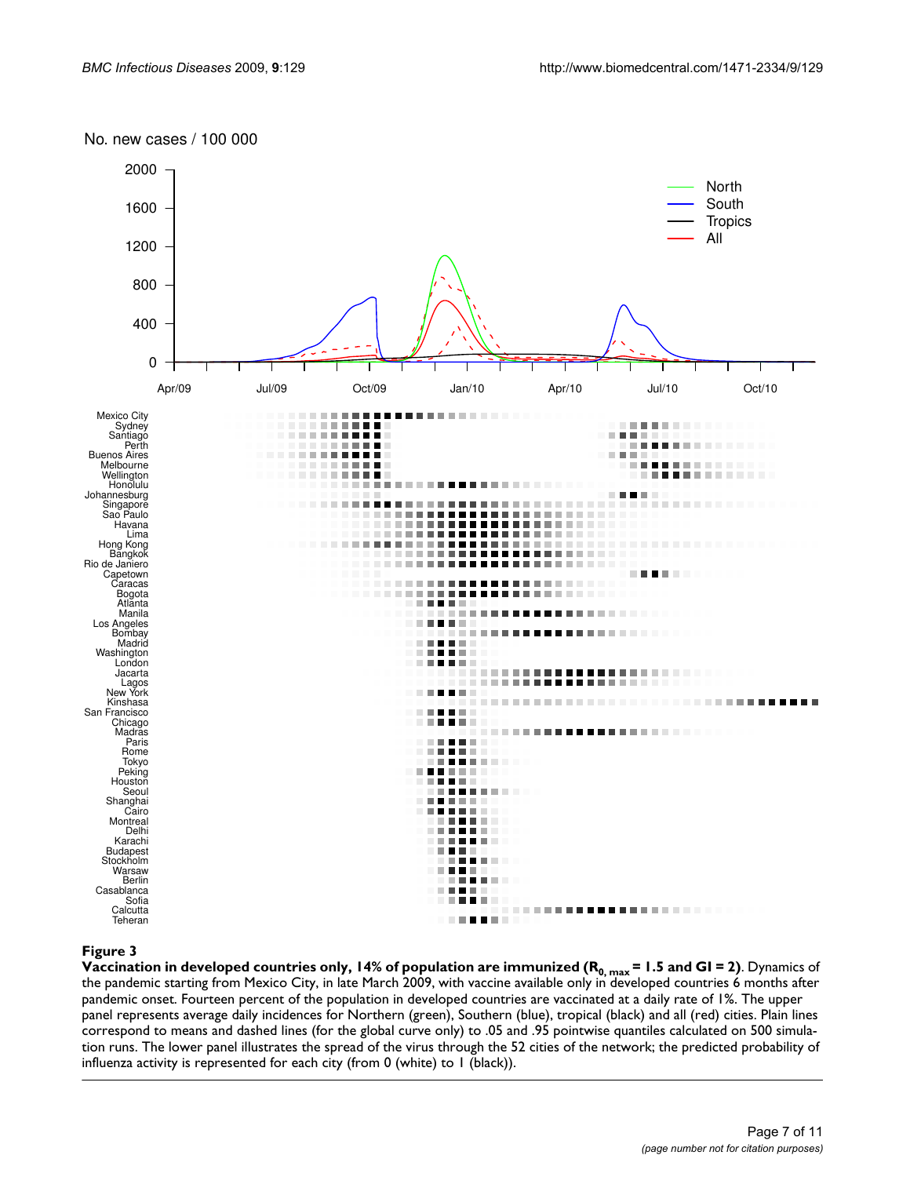**Figure 3**

**Vaccination in developed countries only, 14% of population are immunized ($R_{0, max}$ = 1.5 and GI = 2)**. Dynamics of the pandemic starting from Mexico City, in late March 2009, with vaccine available only in developed countries 6 months after pandemic onset. Fourteen percent of the population in developed countries are vaccinated at a daily rate of 1%. The upper panel represents average daily incidences for Northern (green), Southern (blue), tropical (black) and all (red) cities. Plain lines correspond to means and dashed lines (for the global curve only) to .05 and .95 pointwise quantiles calculated on 500 simulation runs. The lower panel illustrates the spread of the virus through the 52 cities of the network; the predicted probability of influenza activity is represented for each city (from 0 (white) to 1 (black)).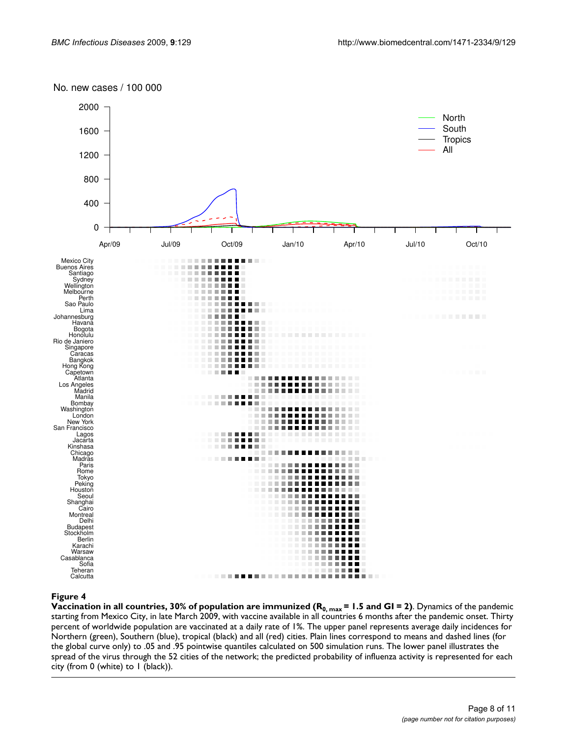**Figure 4**

**Vaccination in all countries, 30% of population are immunized ($R_{0, max}$ = 1.5 and GI = 2)**. Dynamics of the pandemic starting from Mexico City, in late March 2009, with vaccine available in all countries 6 months after the pandemic onset. Thirty percent of worldwide population are vaccinated at a daily rate of 1%. The upper panel represents average daily incidences for Northern (green), Southern (blue), tropical (black) and all (red) cities. Plain lines correspond to means and dashed lines (for the global curve only) to .05 and .95 pointwise quantiles calculated on 500 simulation runs. The lower panel illustrates the spread of the virus through the 52 cities of the network; the predicted probability of influenza activity is represented for each city (from 0 (white) to 1 (black)).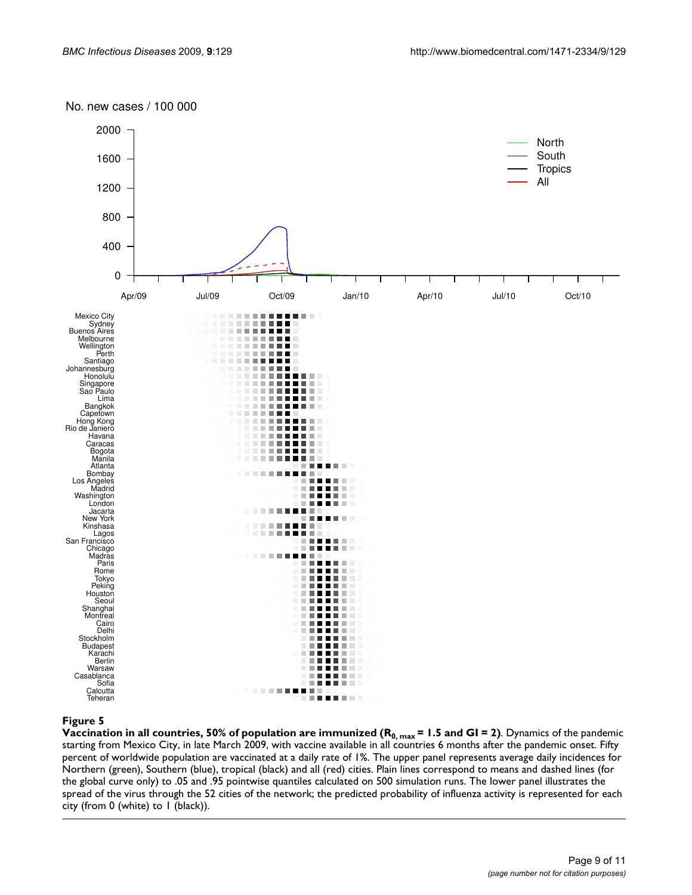**Figure 5**

**Vaccination in all countries, 50% of population are immunized ($R_{0,\,max}$ = 1.5 and GI = 2)**. Dynamics of the pandemic starting from Mexico City, in late March 2009, with vaccine available in all countries 6 months after the pandemic onset. Fifty percent of worldwide population are vaccinated at a daily rate of 1%. The upper panel represents average daily incidences for Northern (green), Southern (blue), tropical (black) and all (red) cities. Plain lines correspond to means and dashed lines (for the global curve only) to .05 and .95 pointwise quantiles calculated on 500 simulation runs. The lower panel illustrates the spread of the virus through the 52 cities of the network; the predicted probability of influenza activity is represented for each city (from 0 (white) to 1 (black)).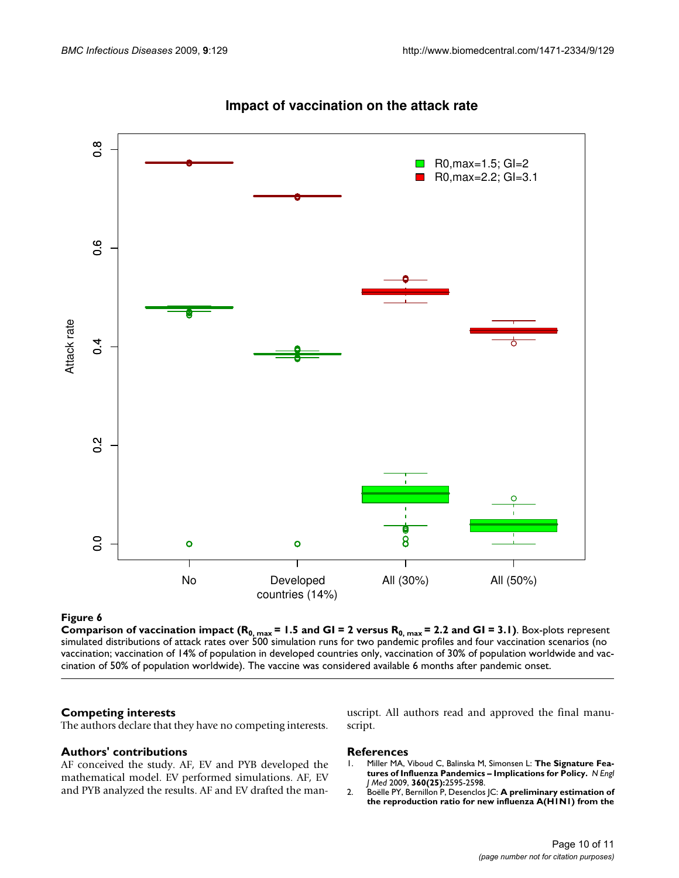**Figure 6**

**Comparison of vaccination impact ($R_{0,\ max}$ = 1.5 and GI = 2 versus $R_{0,\ max}$ = 2.2 and GI = 3.1)**. Box-plots represent simulated distributions of attack rates over 500 simulation runs for two pandemic profiles and four vaccination scenarios (no vaccination; vaccination of 14% of population in developed countries only, vaccination of 30% of population worldwide and vaccination of 50% of population worldwide). The vaccine was considered available 6 months after pandemic onset.

## Competing interests

The authors declare that they have no competing interests.

## Authors' contributions

AF conceived the study. AF, EV and PYB developed the mathematical model. EV performed simulations. AF, EV and PYB analyzed the results. AF and EV drafted the manuscript. All authors read and approved the final manuscript.

## References

1. Miller MA, Viboud C, Balinska M, Simonsen L: **The Signature Features of Influenza Pandemics – Implications for Policy.** *N Engl J Med* 2009, **360(25):**2595-2598.
2. Boëlle PY, Bernillon P, Desenclos JC: **A preliminary estimation of the reproduction ratio for new influenza A(H1N1) from the**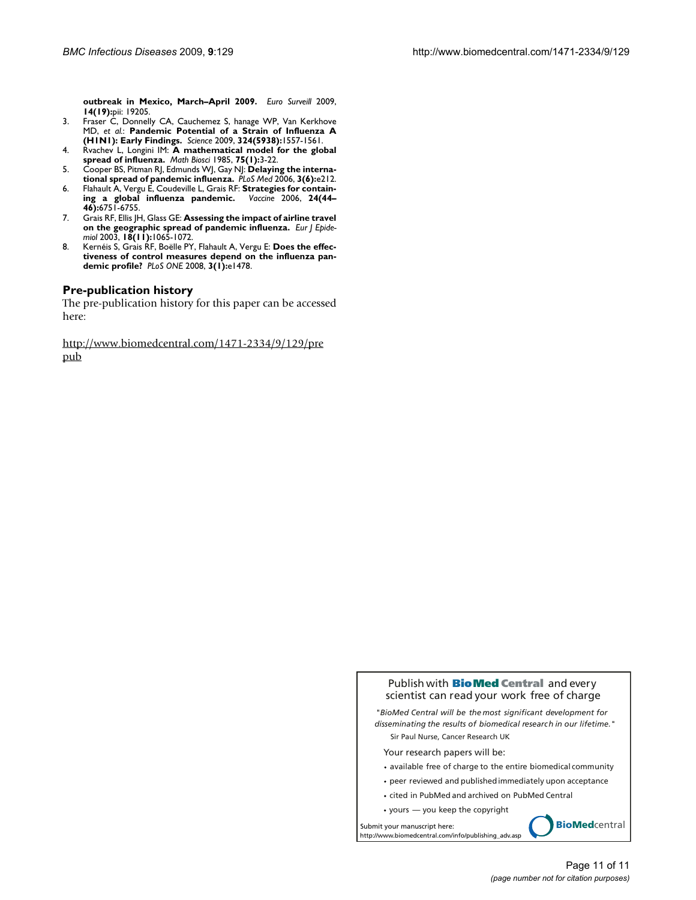outbreak in Mexico, March–April 2009.** *Euro Surveill* 2009, **14(19):**pii: 19205.

3. Fraser C, Donnelly CA, Cauchemez S, hanage WP, Van Kerkhove MD, *et al.*: **Pandemic Potential of a Strain of Influenza A (H1N1): Early Findings.** *Science* 2009, **324(5938):**1557-1561.
4. Rvachev L, Longini IM: **A mathematical model for the global spread of influenza.** *Math Biosci* 1985, **75(1):**3-22.
5. Cooper BS, Pitman RJ, Edmunds WJ, Gay NJ: **Delaying the international spread of pandemic influenza.** *PLoS Med* 2006, **3(6):**e212.
6. Flahault A, Vergu E, Coudeville L, Grais RF: **Strategies for containing a global influenza pandemic.** *Vaccine* 2006, **24(44–46):**6751-6755.
7. Grais RF, Ellis JH, Glass GE: **Assessing the impact of airline travel on the geographic spread of pandemic influenza.** *Eur J Epidemiol* 2003, **18(11):**1065-1072.
8. Kernéis S, Grais RF, Boëlle PY, Flahault A, Vergu E: **Does the effectiveness of control measures depend on the influenza pandemic profile?** *PLoS ONE* 2008, **3(1):**e1478.

## Pre-publication history

The pre-publication history for this paper can be accessed here:

http://www.biomedcentral.com/1471-2334/9/129/prepub

Publish with **BioMed Central** and every scientist can read your work free of charge

*"BioMed Central will be the most significant development for disseminating the results of biomedical research in our lifetime."*

Sir Paul Nurse, Cancer Research UK

Your research papers will be:

- available free of charge to the entire biomedical community
- peer reviewed and published immediately upon acceptance
- cited in PubMed and archived on PubMed Central
- yours — you keep the copyright

Submit your manuscript here:
http://www.biomedcentral.com/info/publishing_adv.asp

BioMedcentral